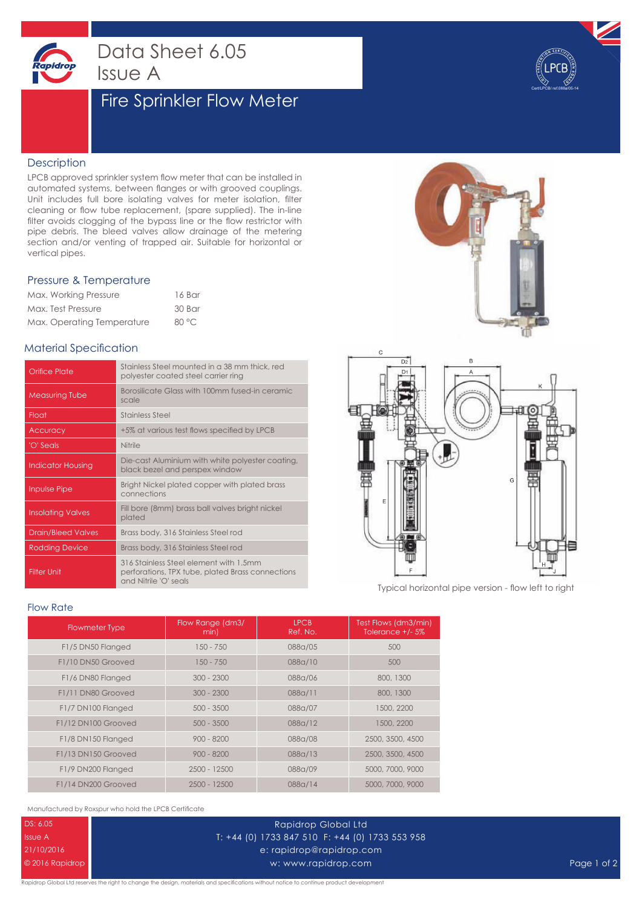# Data Sheet 6.05
Issue A

## Fire Sprinkler Flow Meter

### Description

LPCB approved sprinkler system flow meter that can be installed in automated systems, between flanges or with grooved couplings. Unit includes full bore isolating valves for meter isolation, filter cleaning or flow tube replacement, (spare supplied). The in-line filter avoids clogging of the bypass line or the flow restrictor with pipe debris. The bleed valves allow drainage of the metering section and/or venting of trapped air. Suitable for horizontal or vertical pipes.

### Pressure & Temperature

| | |
|---|---|
| Max. Working Pressure | 16 Bar |
| Max. Test Pressure | 30 Bar |
| Max. Operating Temperature | 80 °C |

### Material Specification

| | |
|---|---|
| Orifice Plate | Stainless Steel mounted in a 38 mm thick, red polyester coated steel carrier ring |
| Measuring Tube | Borosilicate Glass with 100mm fused-in ceramic scale |
| Float | Stainless Steel |
| Accuracy | +5% at various test flows specified by LPCB |
| 'O' Seals | Nitrile |
| Indicator Housing | Die-cast Aluminium with white polyester coating, black bezel and perspex window |
| Inpulse Pipe | Bright Nickel plated copper with plated brass connections |
| Insolating Valves | Fill bore (8mm) brass ball valves bright nickel plated |
| Drain/Bleed Valves | Brass body, 316 Stainless Steel rod |
| Rodding Device | Brass body, 316 Stainless Steel rod |
| Filter Unit | 316 Stainless Steel element with 1.5mm perforations, TPX tube, plated Brass connections and Nitrile 'O' seals |

Typical horizontal pipe version - flow left to right

### Flow Rate

| Flowmeter Type | Flow Range (dm3/min) | LPCB Ref. No. | Test Flows (dm3/min) Tolerance +/- 5% |
|---|---|---|---|
| F1/5 DN50 Flanged | 150 - 750 | 088a/05 | 500 |
| F1/10 DN50 Grooved | 150 - 750 | 088a/10 | 500 |
| F1/6 DN80 Flanged | 300 - 2300 | 088a/06 | 800, 1300 |
| F1/11 DN80 Grooved | 300 - 2300 | 088a/11 | 800, 1300 |
| F1/7 DN100 Flanged | 500 - 3500 | 088a/07 | 1500, 2200 |
| F1/12 DN100 Grooved | 500 - 3500 | 088a/12 | 1500, 2200 |
| F1/8 DN150 Flanged | 900 - 8200 | 088a/08 | 2500, 3500, 4500 |
| F1/13 DN150 Grooved | 900 - 8200 | 088a/13 | 2500, 3500, 4500 |
| F1/9 DN200 Flanged | 2500 - 12500 | 088a/09 | 5000, 7000, 9000 |
| F1/14 DN200 Grooved | 2500 - 12500 | 088a/14 | 5000, 7000, 9000 |

Manufactured by Roxspur who hold the LPCB Certificate

DS: 6.05
Issue A
21/10/2016
© 2016 Rapidrop

Rapidrop Global Ltd
T: +44 (0) 1733 847 510 F: +44 (0) 1733 553 958
e: rapidrop@rapidrop.com
w: www.rapidrop.com

Rapidrop Global Ltd reserves the right to change the design, materials and specifications without notice to continue product development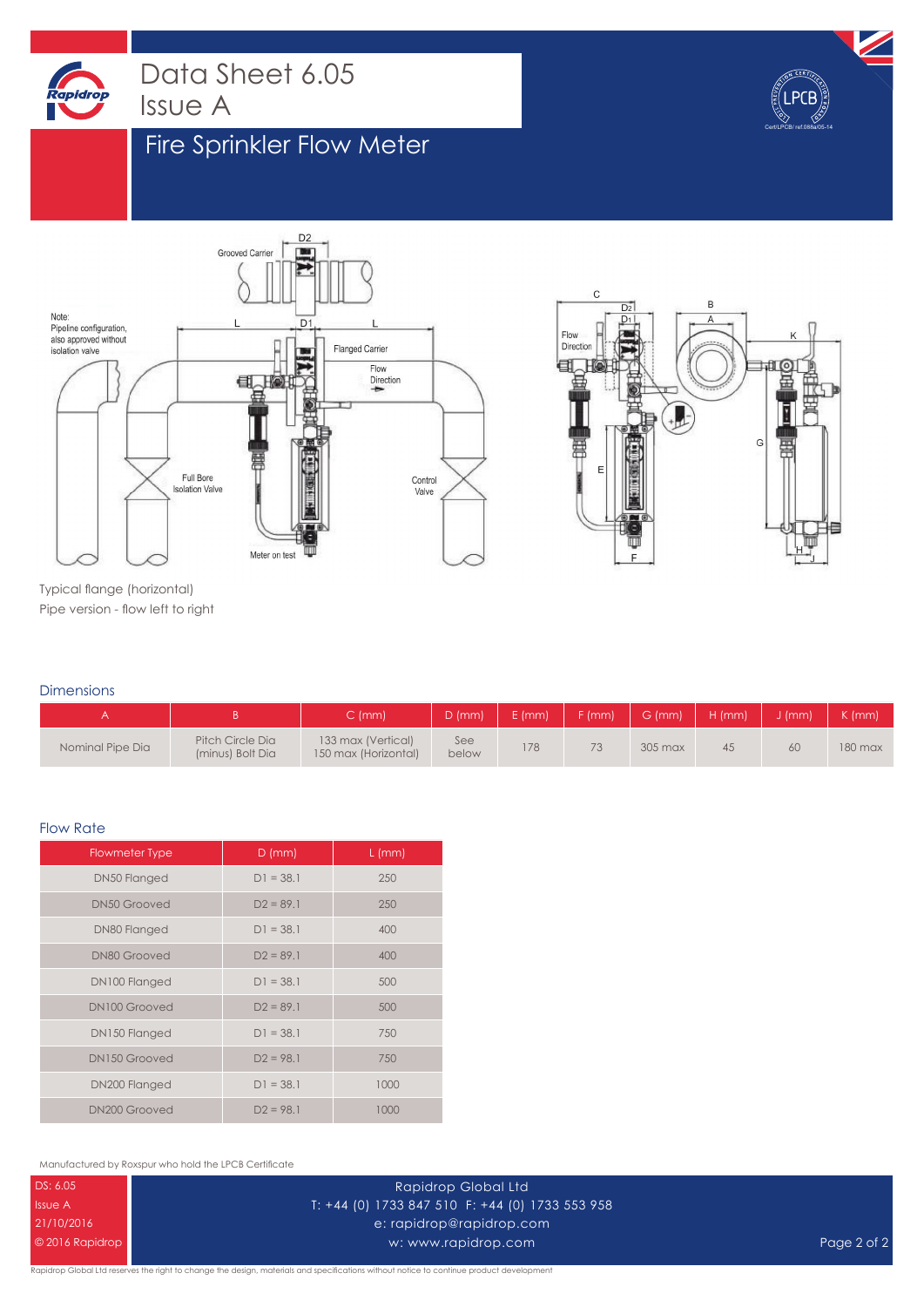# Data Sheet 6.05
Issue A

## Fire Sprinkler Flow Meter

Note:
Pipeline configuration, also approved without isolation valve

Grooved Carrier

D2

L

D1

L

Flanged Carrier

Flow Direction

Full Bore Isolation Valve

Control Valve

Meter on test

C

D2

D1

B

A

Flow Direction

K

G

E

F

H

J

Typical flange (horizontal)
Pipe version - flow left to right

### Dimensions

| A | B | C (mm) | D (mm) | E (mm) | F (mm) | G (mm) | H (mm) | J (mm) | K (mm) |
|---|---|---|---|---|---|---|---|---|---|
| Nominal Pipe Dia | Pitch Circle Dia (minus) Bolt Dia | 133 max (Vertical) 150 max (Horizontal) | See below | 178 | 73 | 305 max | 45 | 60 | 180 max |

### Flow Rate

| Flowmeter Type | D (mm) | L (mm) |
|---|---|---|
| DN50 Flanged | D1 = 38.1 | 250 |
| DN50 Grooved | D2 = 89.1 | 250 |
| DN80 Flanged | D1 = 38.1 | 400 |
| DN80 Grooved | D2 = 89.1 | 400 |
| DN100 Flanged | D1 = 38.1 | 500 |
| DN100 Grooved | D2 = 89.1 | 500 |
| DN150 Flanged | D1 = 38.1 | 750 |
| DN150 Grooved | D2 = 98.1 | 750 |
| DN200 Flanged | D1 = 38.1 | 1000 |
| DN200 Grooved | D2 = 98.1 | 1000 |

Manufactured by Roxspur who hold the LPCB Certificate

DS: 6.05
Issue A
21/10/2016
© 2016 Rapidrop

Rapidrop Global Ltd
T: +44 (0) 1733 847 510 F: +44 (0) 1733 553 958
e: rapidrop@rapidrop.com
w: www.rapidrop.com

Rapidrop Global Ltd reserves the right to change the design, materials and specifications without notice to continue product development